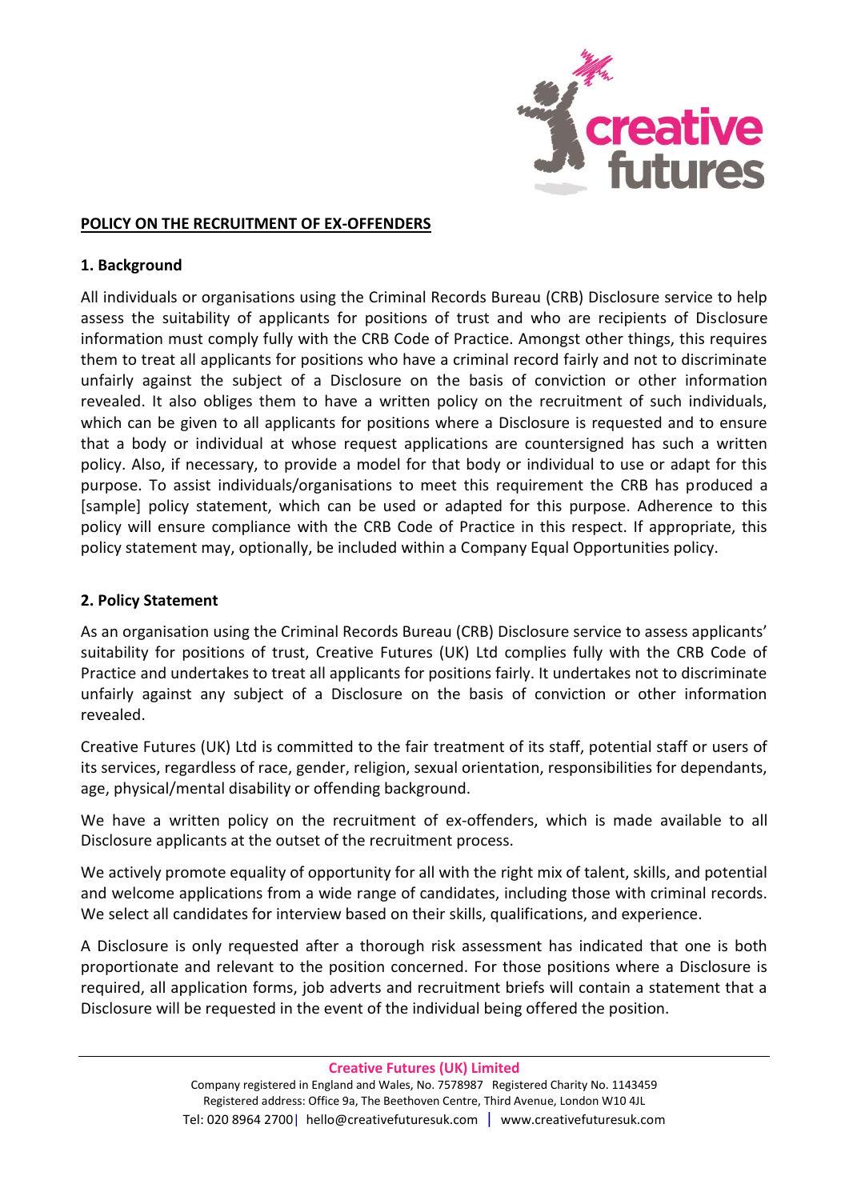**POLICY ON THE RECRUITMENT OF EX-OFFENDERS**

**1. Background**

All individuals or organisations using the Criminal Records Bureau (CRB) Disclosure service to help assess the suitability of applicants for positions of trust and who are recipients of Disclosure information must comply fully with the CRB Code of Practice. Amongst other things, this requires them to treat all applicants for positions who have a criminal record fairly and not to discriminate unfairly against the subject of a Disclosure on the basis of conviction or other information revealed. It also obliges them to have a written policy on the recruitment of such individuals, which can be given to all applicants for positions where a Disclosure is requested and to ensure that a body or individual at whose request applications are countersigned has such a written policy. Also, if necessary, to provide a model for that body or individual to use or adapt for this purpose. To assist individuals/organisations to meet this requirement the CRB has produced a [sample] policy statement, which can be used or adapted for this purpose. Adherence to this policy will ensure compliance with the CRB Code of Practice in this respect. If appropriate, this policy statement may, optionally, be included within a Company Equal Opportunities policy.

**2. Policy Statement**

As an organisation using the Criminal Records Bureau (CRB) Disclosure service to assess applicants' suitability for positions of trust, Creative Futures (UK) Ltd complies fully with the CRB Code of Practice and undertakes to treat all applicants for positions fairly. It undertakes not to discriminate unfairly against any subject of a Disclosure on the basis of conviction or other information revealed.

Creative Futures (UK) Ltd is committed to the fair treatment of its staff, potential staff or users of its services, regardless of race, gender, religion, sexual orientation, responsibilities for dependants, age, physical/mental disability or offending background.

We have a written policy on the recruitment of ex-offenders, which is made available to all Disclosure applicants at the outset of the recruitment process.

We actively promote equality of opportunity for all with the right mix of talent, skills, and potential and welcome applications from a wide range of candidates, including those with criminal records. We select all candidates for interview based on their skills, qualifications, and experience.

A Disclosure is only requested after a thorough risk assessment has indicated that one is both proportionate and relevant to the position concerned. For those positions where a Disclosure is required, all application forms, job adverts and recruitment briefs will contain a statement that a Disclosure will be requested in the event of the individual being offered the position.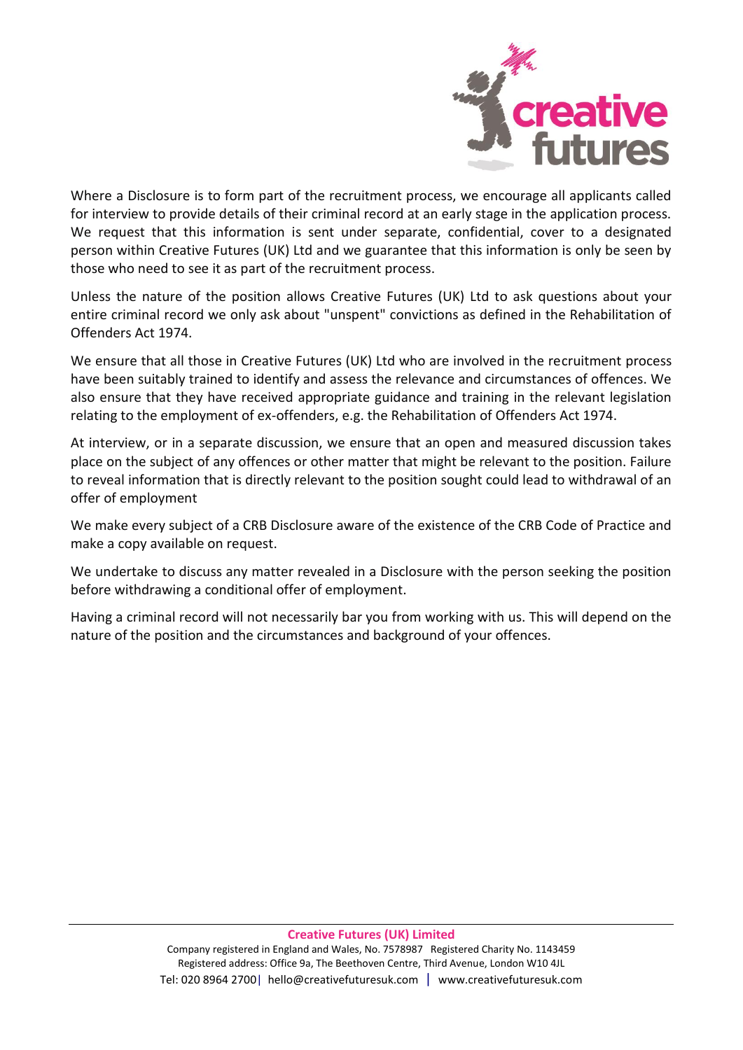Where a Disclosure is to form part of the recruitment process, we encourage all applicants called for interview to provide details of their criminal record at an early stage in the application process. We request that this information is sent under separate, confidential, cover to a designated person within Creative Futures (UK) Ltd and we guarantee that this information is only be seen by those who need to see it as part of the recruitment process.

Unless the nature of the position allows Creative Futures (UK) Ltd to ask questions about your entire criminal record we only ask about "unspent" convictions as defined in the Rehabilitation of Offenders Act 1974.

We ensure that all those in Creative Futures (UK) Ltd who are involved in the recruitment process have been suitably trained to identify and assess the relevance and circumstances of offences. We also ensure that they have received appropriate guidance and training in the relevant legislation relating to the employment of ex-offenders, e.g. the Rehabilitation of Offenders Act 1974.

At interview, or in a separate discussion, we ensure that an open and measured discussion takes place on the subject of any offences or other matter that might be relevant to the position. Failure to reveal information that is directly relevant to the position sought could lead to withdrawal of an offer of employment

We make every subject of a CRB Disclosure aware of the existence of the CRB Code of Practice and make a copy available on request.

We undertake to discuss any matter revealed in a Disclosure with the person seeking the position before withdrawing a conditional offer of employment.

Having a criminal record will not necessarily bar you from working with us. This will depend on the nature of the position and the circumstances and background of your offences.